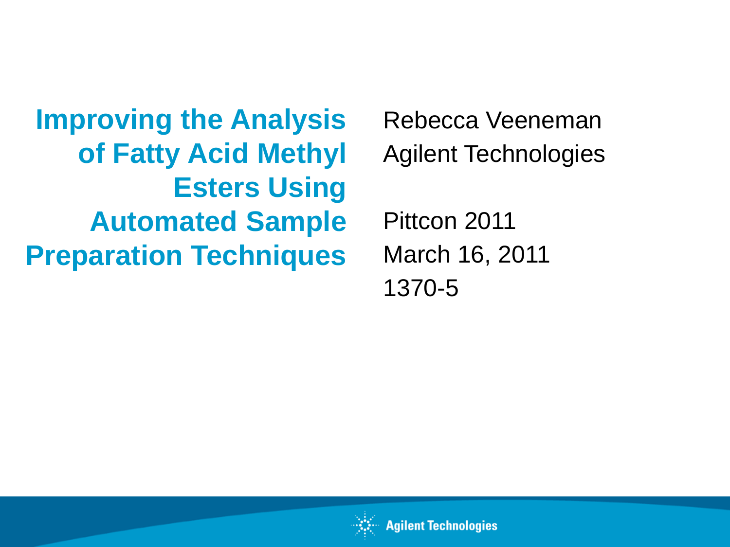# Improving the Analysis of Fatty Acid Methyl Esters Using Automated Sample Preparation Techniques

Rebecca Veeneman
Agilent Technologies

Pittcon 2011
March 16, 2011
1370-5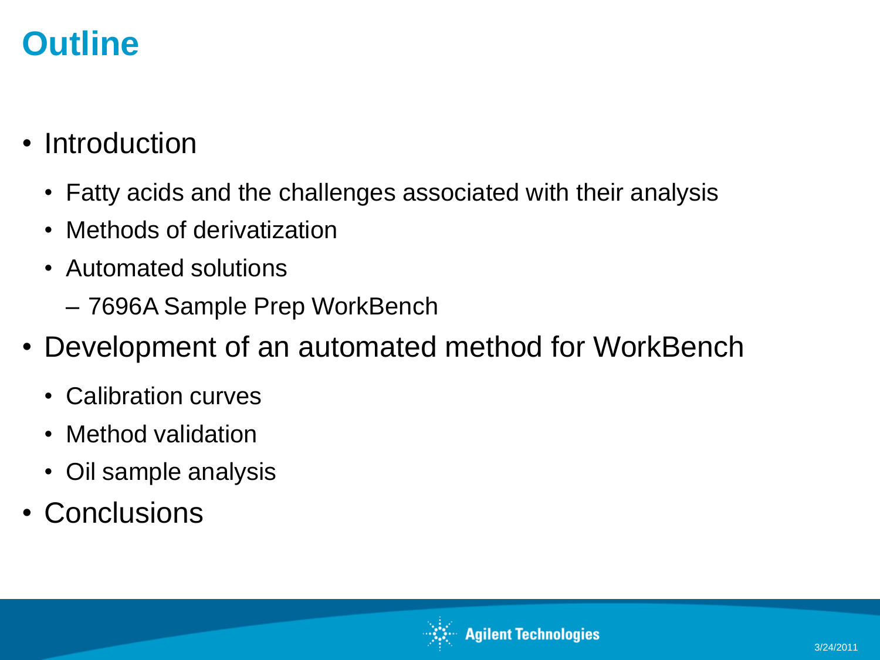# Outline

- Introduction
  - Fatty acids and the challenges associated with their analysis
  - Methods of derivatization
  - Automated solutions
    - 7696A Sample Prep WorkBench
- Development of an automated method for WorkBench
  - Calibration curves
  - Method validation
  - Oil sample analysis
- Conclusions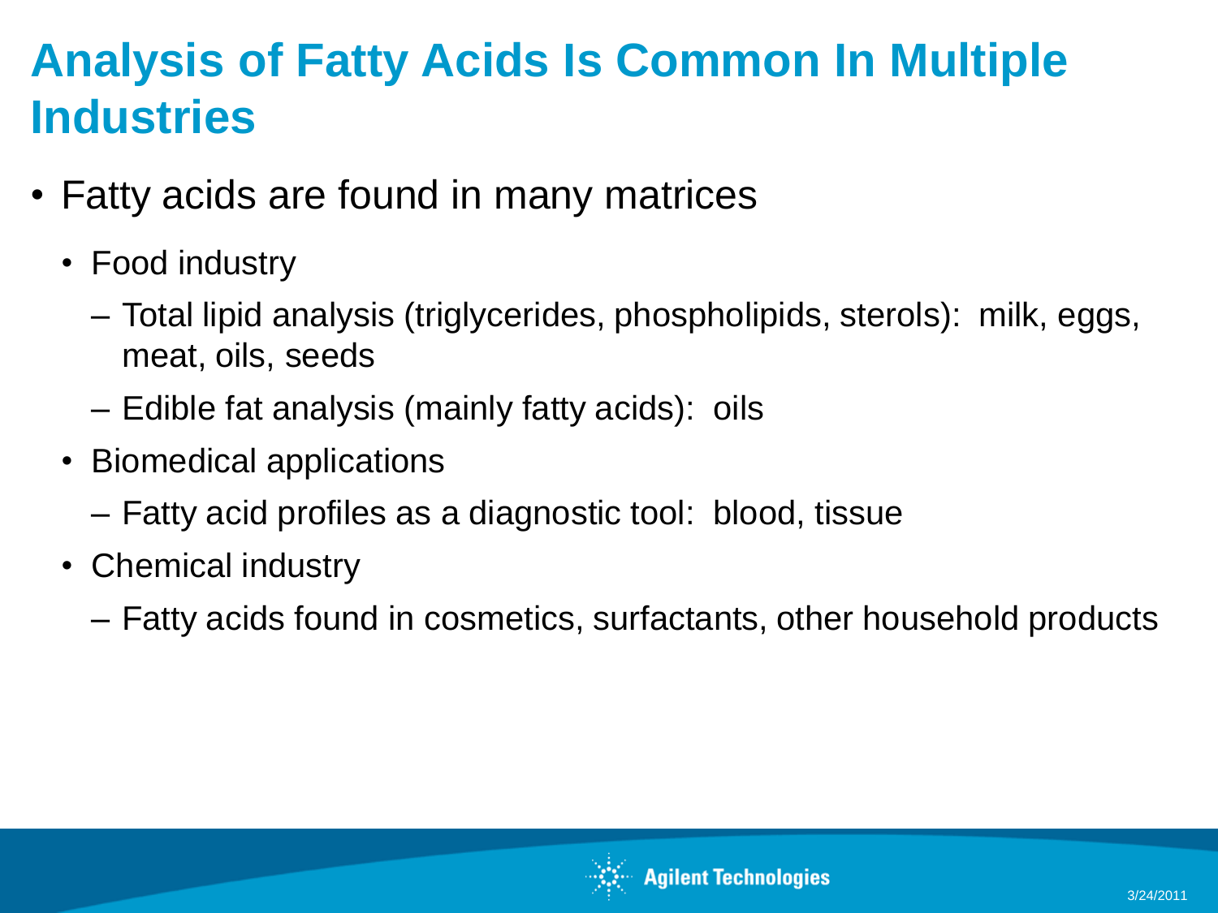# Analysis of Fatty Acids Is Common In Multiple Industries

- Fatty acids are found in many matrices
  - Food industry
    - Total lipid analysis (triglycerides, phospholipids, sterols): milk, eggs, meat, oils, seeds
    - Edible fat analysis (mainly fatty acids): oils
  - Biomedical applications
    - Fatty acid profiles as a diagnostic tool: blood, tissue
  - Chemical industry
    - Fatty acids found in cosmetics, surfactants, other household products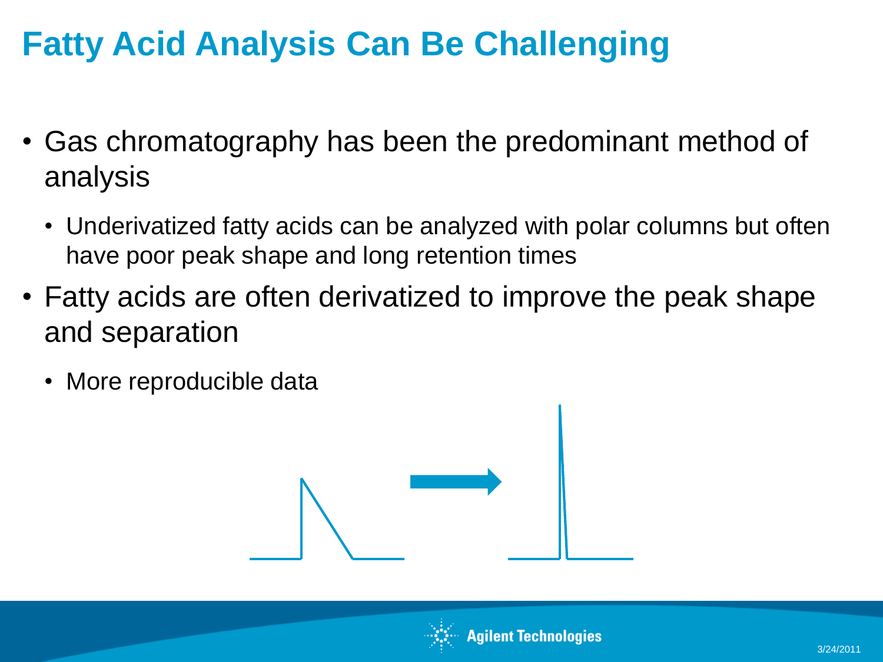# Fatty Acid Analysis Can Be Challenging

- Gas chromatography has been the predominant method of analysis
  - Underivatized fatty acids can be analyzed with polar columns but often have poor peak shape and long retention times
- Fatty acids are often derivatized to improve the peak shape and separation
  - More reproducible data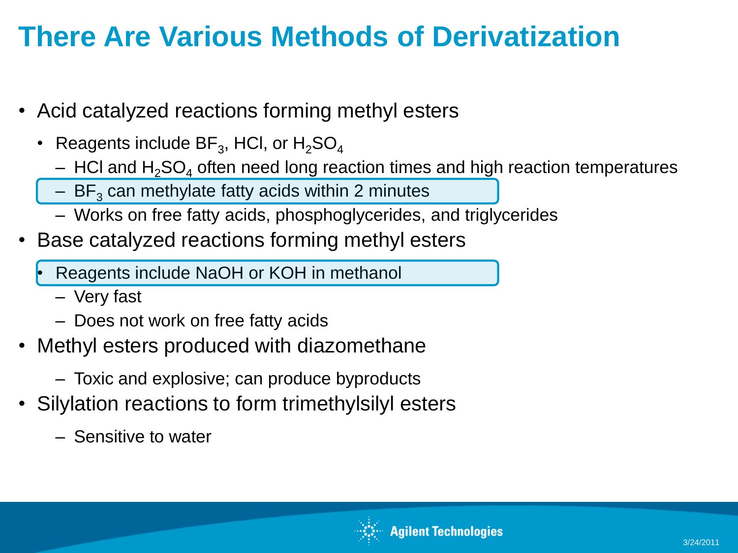# There Are Various Methods of Derivatization

- Acid catalyzed reactions forming methyl esters
  - Reagents include $BF_3$, HCl, or $H_2SO_4$
    - HCl and $H_2SO_4$ often need long reaction times and high reaction temperatures
    - $BF_3$ can methylate fatty acids within 2 minutes
    - Works on free fatty acids, phosphoglycerides, and triglycerides
- Base catalyzed reactions forming methyl esters
  - Reagents include NaOH or KOH in methanol
    - Very fast
    - Does not work on free fatty acids
- Methyl esters produced with diazomethane
  - Toxic and explosive; can produce byproducts
- Silylation reactions to form trimethylsilyl esters
  - Sensitive to water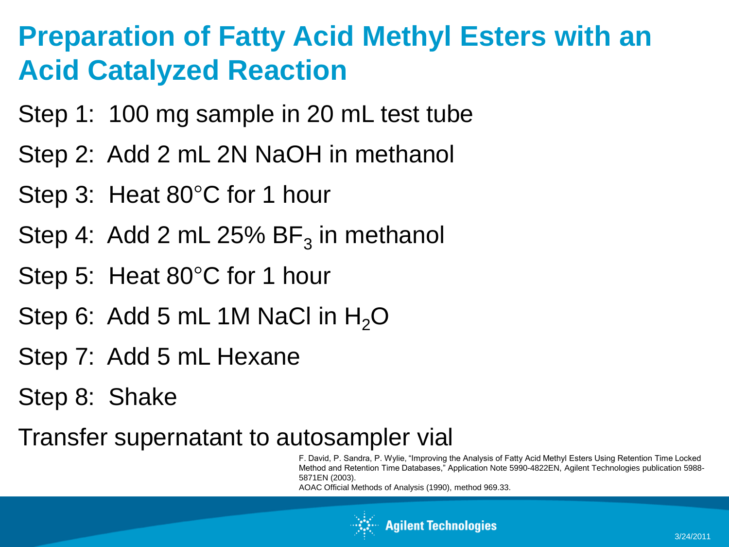# Preparation of Fatty Acid Methyl Esters with an Acid Catalyzed Reaction

Step 1: 100 mg sample in 20 mL test tube

Step 2: Add 2 mL 2N NaOH in methanol

Step 3: Heat 80°C for 1 hour

Step 4: Add 2 mL 25% $BF_3$ in methanol

Step 5: Heat 80°C for 1 hour

Step 6: Add 5 mL 1M NaCl in $H_2O$

Step 7: Add 5 mL Hexane

Step 8: Shake

Transfer supernatant to autosampler vial

F. David, P. Sandra, P. Wylie, "Improving the Analysis of Fatty Acid Methyl Esters Using Retention Time Locked Method and Retention Time Databases," Application Note 5990-4822EN, Agilent Technologies publication 5988-5871EN (2003).
AOAC Official Methods of Analysis (1990), method 969.33.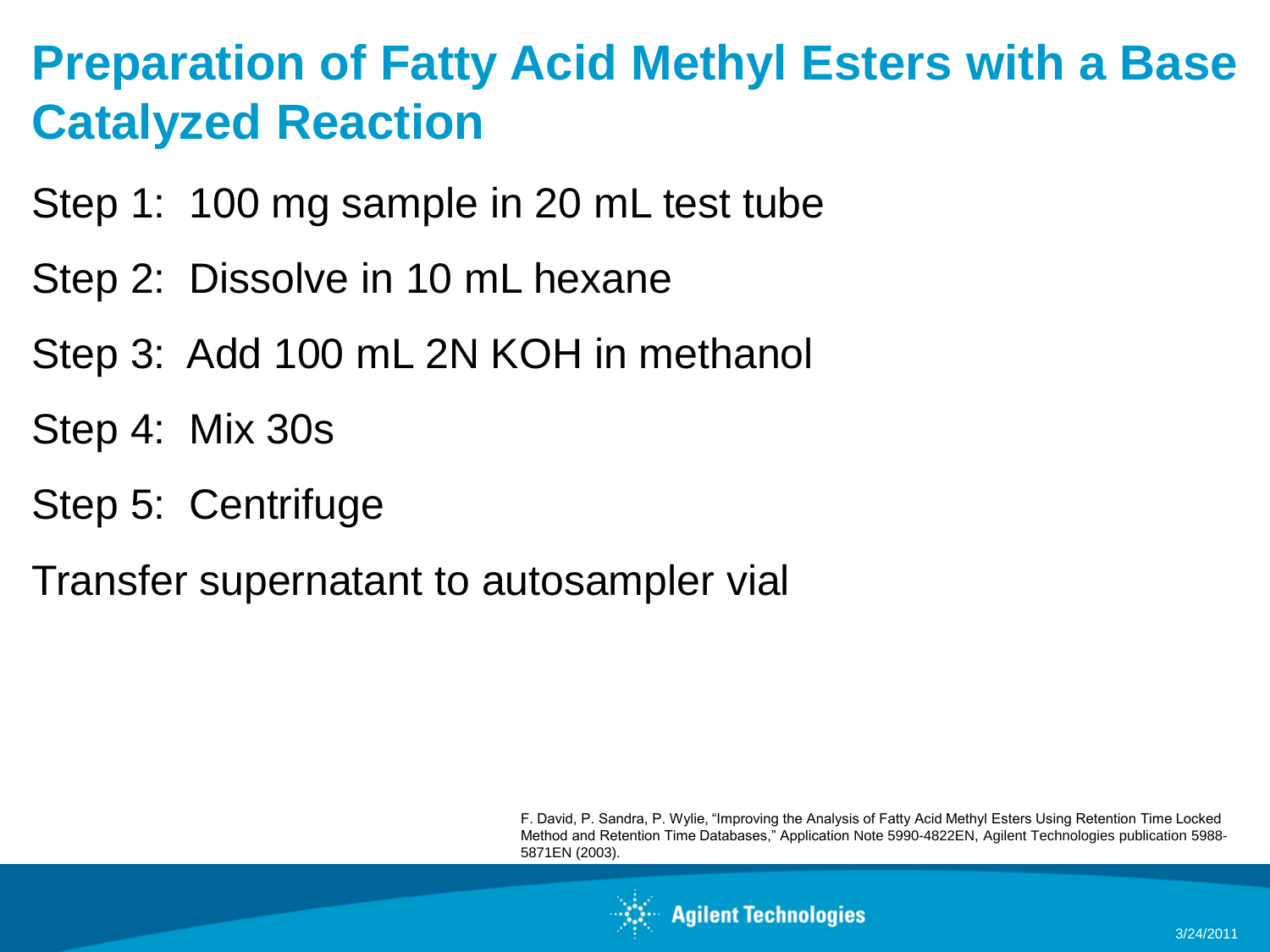# Preparation of Fatty Acid Methyl Esters with a Base Catalyzed Reaction

Step 1: 100 mg sample in 20 mL test tube

Step 2: Dissolve in 10 mL hexane

Step 3: Add 100 mL 2N KOH in methanol

Step 4: Mix 30s

Step 5: Centrifuge

Transfer supernatant to autosampler vial

F. David, P. Sandra, P. Wylie, "Improving the Analysis of Fatty Acid Methyl Esters Using Retention Time Locked Method and Retention Time Databases," Application Note 5990-4822EN, Agilent Technologies publication 5988-5871EN (2003).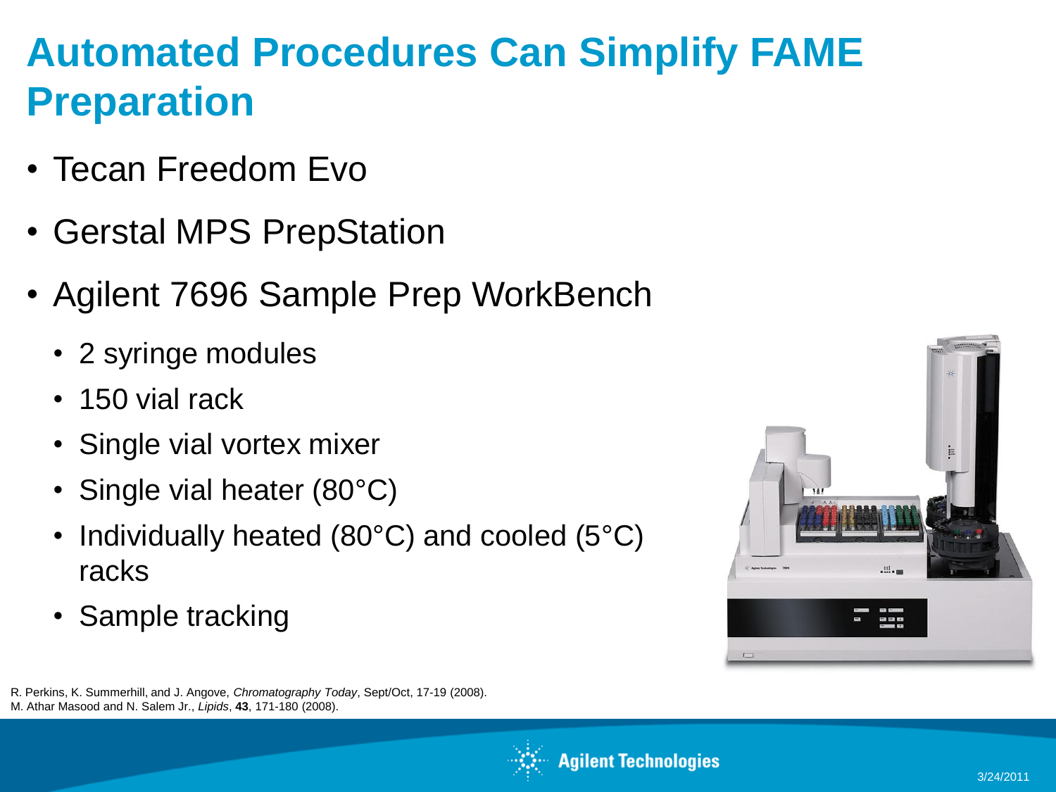# Automated Procedures Can Simplify FAME Preparation

- Tecan Freedom Evo
- Gerstal MPS PrepStation
- Agilent 7696 Sample Prep WorkBench
  - 2 syringe modules
  - 150 vial rack
  - Single vial vortex mixer
  - Single vial heater (80°C)
  - Individually heated (80°C) and cooled (5°C) racks
  - Sample tracking

R. Perkins, K. Summerhill, and J. Angove, *Chromatography Today*, Sept/Oct, 17-19 (2008).
M. Athar Masood and N. Salem Jr., *Lipids*, **43**, 171-180 (2008).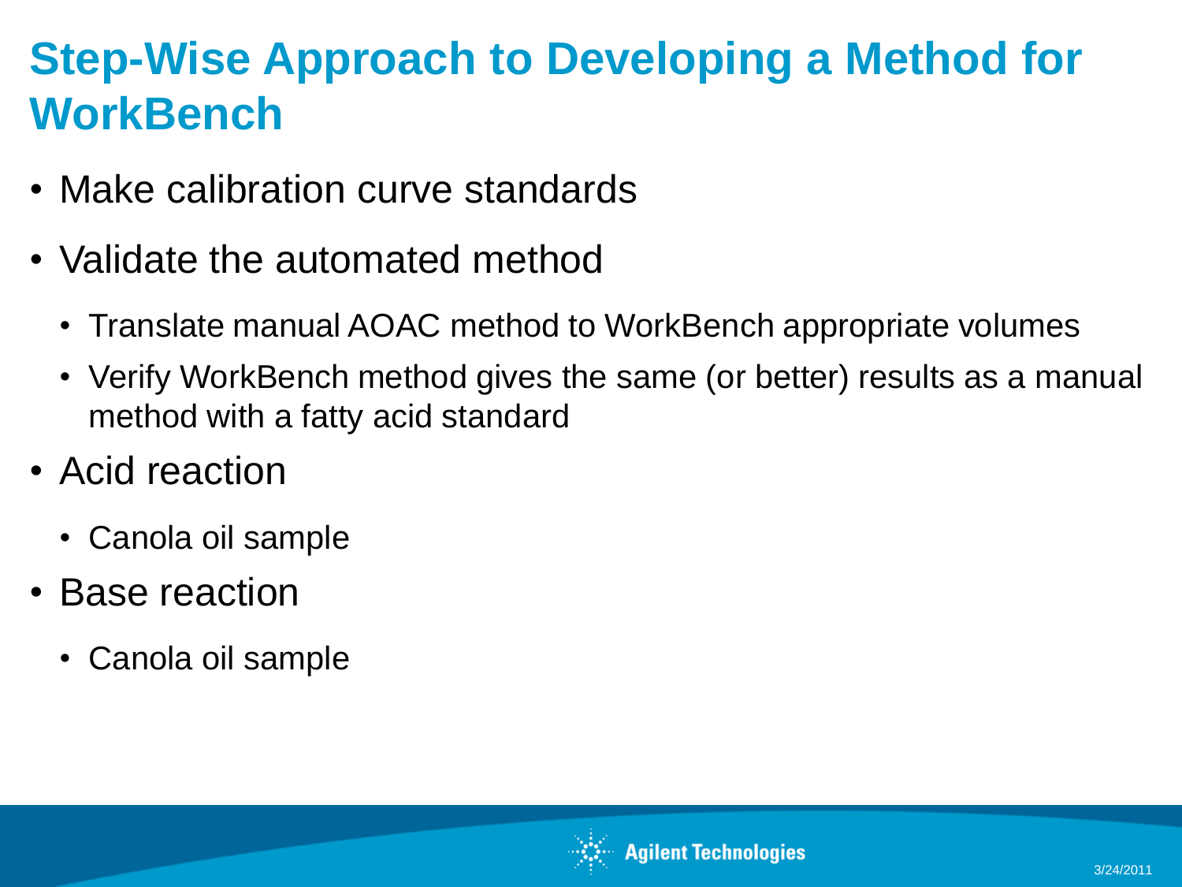# Step-Wise Approach to Developing a Method for WorkBench

- Make calibration curve standards
- Validate the automated method
  - Translate manual AOAC method to WorkBench appropriate volumes
  - Verify WorkBench method gives the same (or better) results as a manual method with a fatty acid standard
- Acid reaction
  - Canola oil sample
- Base reaction
  - Canola oil sample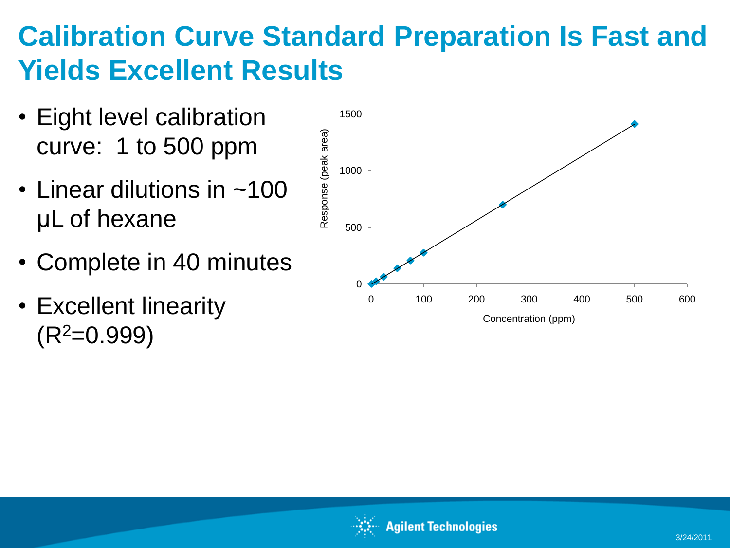# Calibration Curve Standard Preparation Is Fast and Yields Excellent Results

- Eight level calibration curve: 1 to 500 ppm
- Linear dilutions in ~100 µL of hexane
- Complete in 40 minutes
- Excellent linearity ($R^2$=0.999)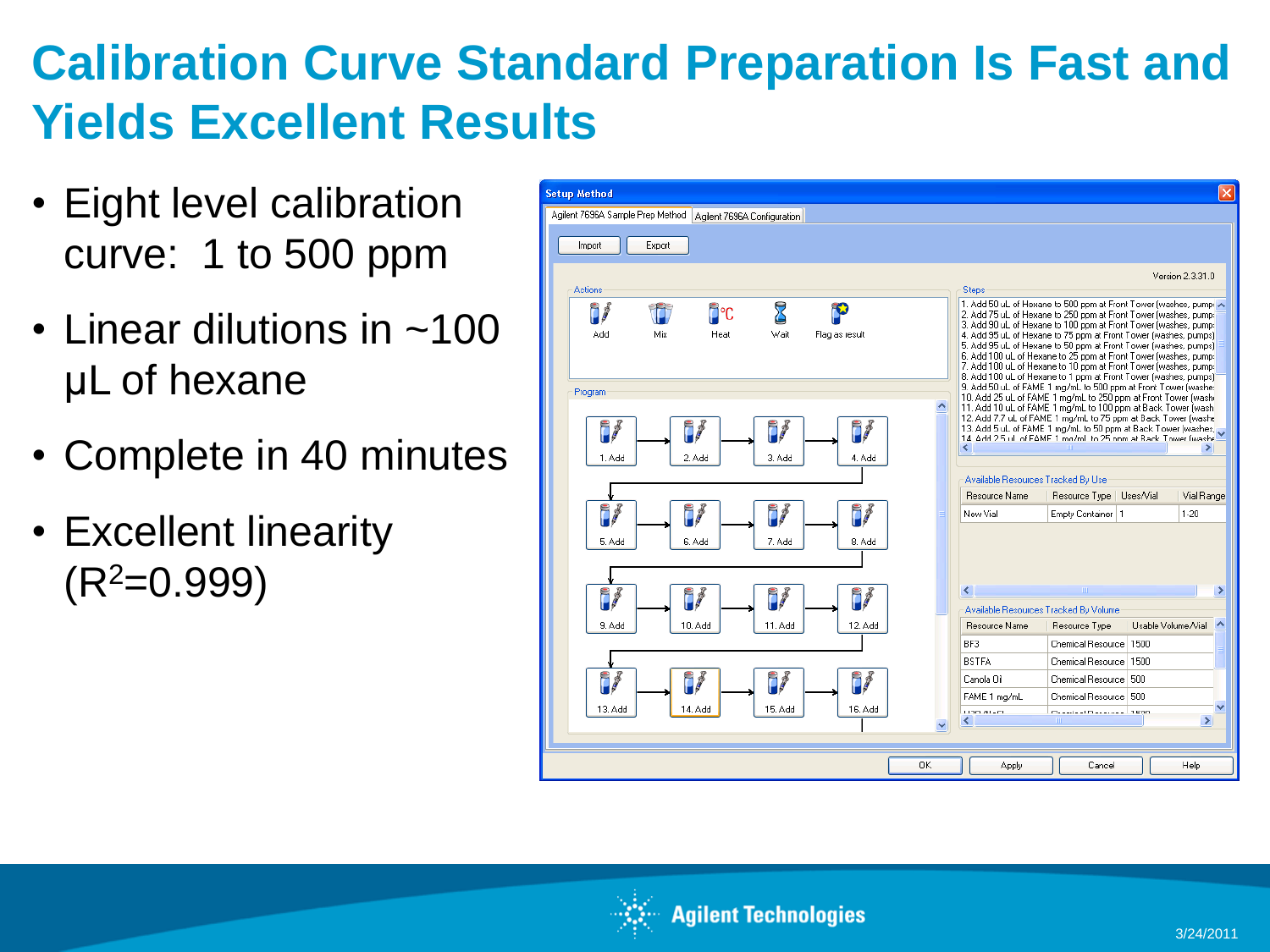# Calibration Curve Standard Preparation Is Fast and Yields Excellent Results

- Eight level calibration curve: 1 to 500 ppm
- Linear dilutions in ~100 μL of hexane
- Complete in 40 minutes
- Excellent linearity ($R^2$=0.999)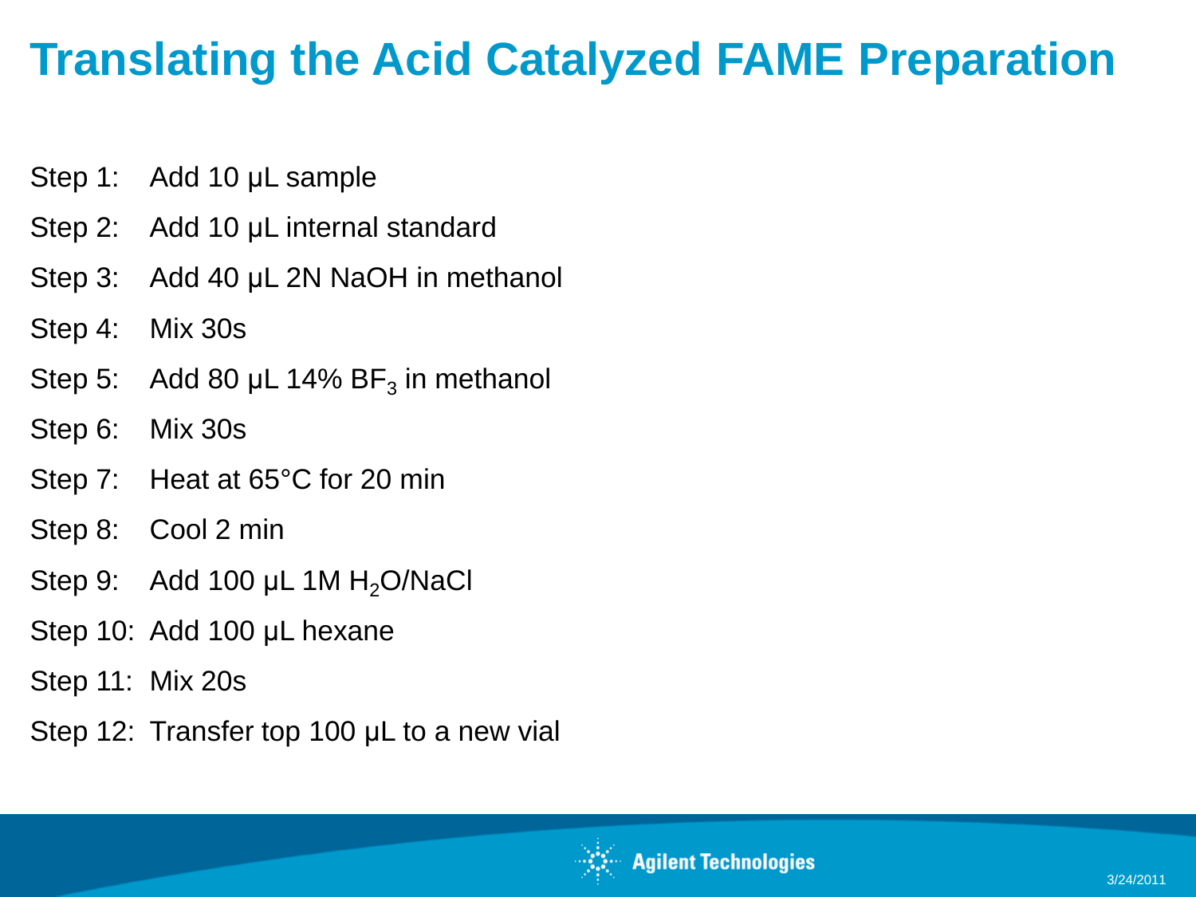# Translating the Acid Catalyzed FAME Preparation

Step 1: Add 10 µL sample

Step 2: Add 10 µL internal standard

Step 3: Add 40 µL 2N NaOH in methanol

Step 4: Mix 30s

Step 5: Add 80 µL 14% $BF_3$ in methanol

Step 6: Mix 30s

Step 7: Heat at 65°C for 20 min

Step 8: Cool 2 min

Step 9: Add 100 µL 1M $H_2O$/NaCl

Step 10: Add 100 µL hexane

Step 11: Mix 20s

Step 12: Transfer top 100 µL to a new vial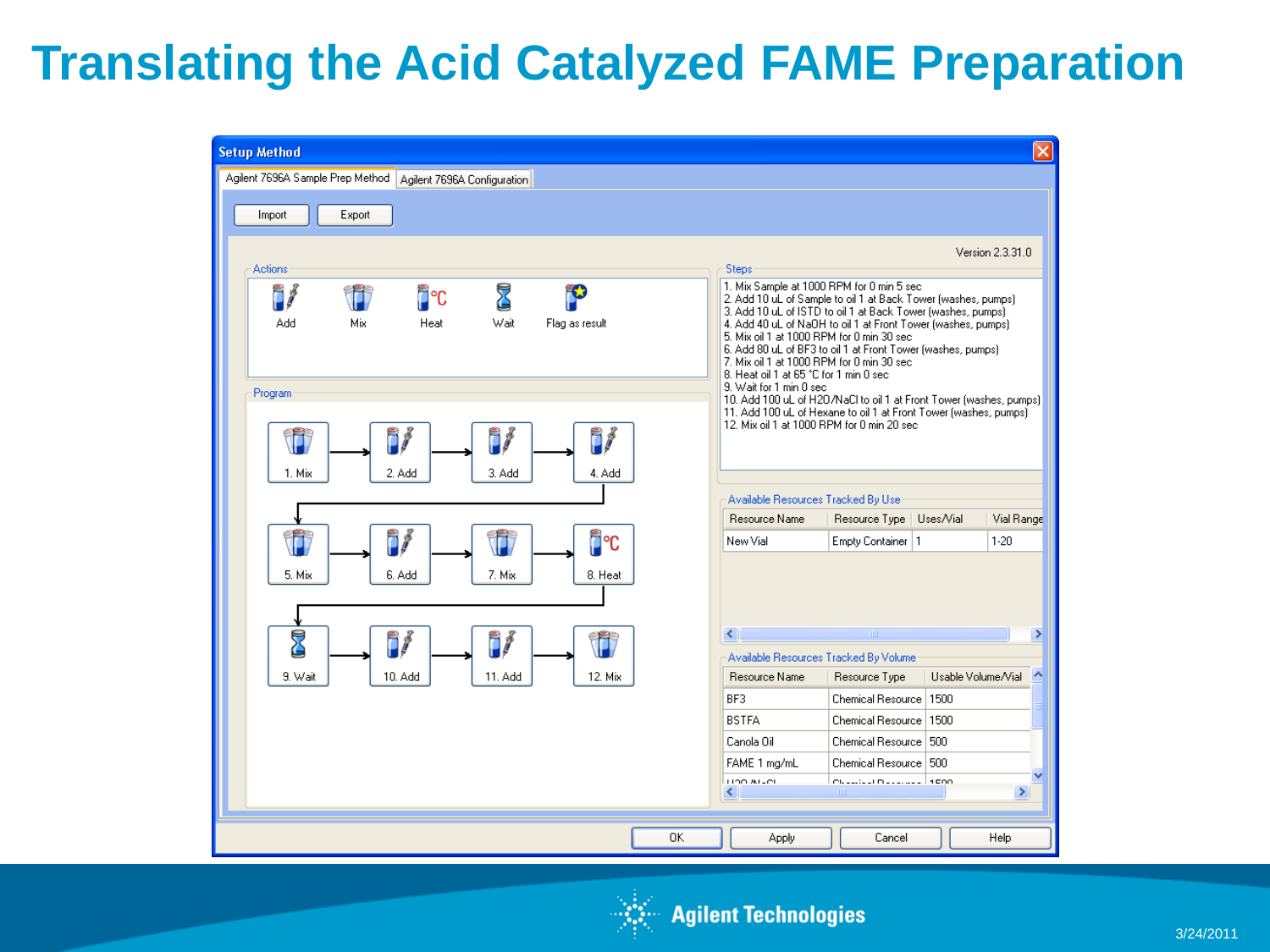# Translating the Acid Catalyzed FAME Preparation

**Setup Method**

Agilent 7696A Sample Prep Method | Agilent 7696A Configuration

Import | Export

Version 2.3.31.0

**Actions**

Add | Mix | Heat | Wait | Flag as result

**Program**

1. Mix → 2. Add → 3. Add → 4. Add → 5. Mix → 6. Add → 7. Mix → 8. Heat → 9. Wait → 10. Add → 11. Add → 12. Mix

**Steps**

1. Mix Sample at 1000 RPM for 0 min 5 sec
2. Add 10 uL of Sample to oil 1 at Back Tower (washes, pumps)
3. Add 10 uL of ISTD to oil 1 at Back Tower (washes, pumps)
4. Add 40 uL of NaOH to oil 1 at Front Tower (washes, pumps)
5. Mix oil 1 at 1000 RPM for 0 min 30 sec
6. Add 80 uL of BF3 to oil 1 at Front Tower (washes, pumps)
7. Mix oil 1 at 1000 RPM for 0 min 30 sec
8. Heat oil 1 at 65 °C for 1 min 0 sec
9. Wait for 1 min 0 sec
10. Add 100 uL of H2O/NaCl to oil 1 at Front Tower (washes, pumps)
11. Add 100 uL of Hexane to oil 1 at Front Tower (washes, pumps)
12. Mix oil 1 at 1000 RPM for 0 min 20 sec

**Available Resources Tracked By Use**

| Resource Name | Resource Type | Uses/Vial | Vial Range |
|---|---|---|---|
| New Vial | Empty Container | 1 | 1-20 |

**Available Resources Tracked By Volume**

| Resource Name | Resource Type | Usable Volume/Vial |
|---|---|---|
| BF3 | Chemical Resource | 1500 |
| BSTFA | Chemical Resource | 1500 |
| Canola Oil | Chemical Resource | 500 |
| FAME 1 mg/mL | Chemical Resource | 500 |
| H2O/NaCl | Chemical Resource | 1500 |

OK | Apply | Cancel | Help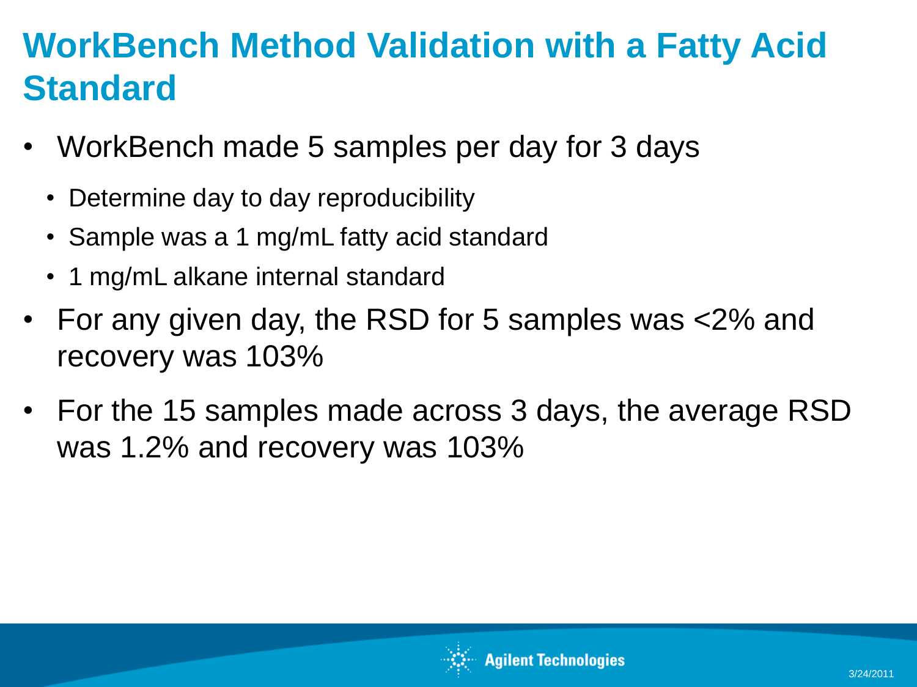# WorkBench Method Validation with a Fatty Acid Standard

- WorkBench made 5 samples per day for 3 days
  - Determine day to day reproducibility
  - Sample was a 1 mg/mL fatty acid standard
  - 1 mg/mL alkane internal standard
- For any given day, the RSD for 5 samples was <2% and recovery was 103%
- For the 15 samples made across 3 days, the average RSD was 1.2% and recovery was 103%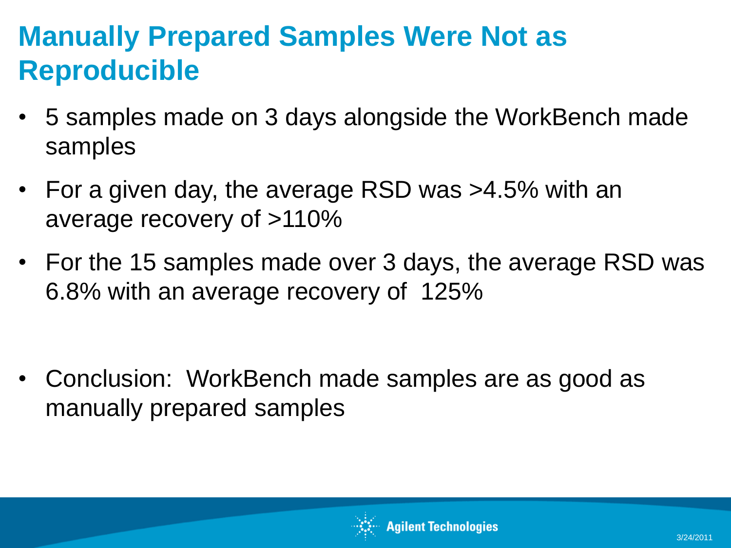# Manually Prepared Samples Were Not as Reproducible

- 5 samples made on 3 days alongside the WorkBench made samples
- For a given day, the average RSD was >4.5% with an average recovery of >110%
- For the 15 samples made over 3 days, the average RSD was 6.8% with an average recovery of 125%

- Conclusion: WorkBench made samples are as good as manually prepared samples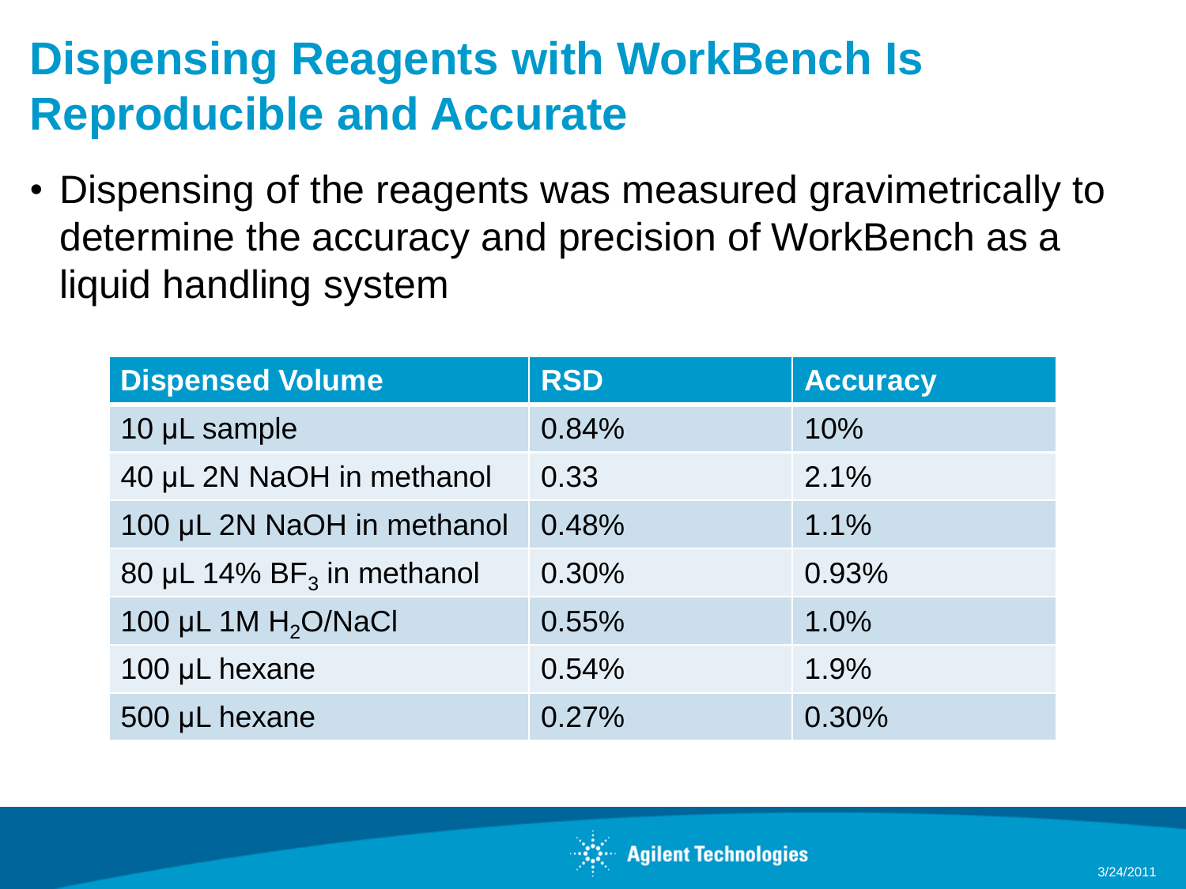# Dispensing Reagents with WorkBench Is Reproducible and Accurate

- Dispensing of the reagents was measured gravimetrically to determine the accuracy and precision of WorkBench as a liquid handling system

| Dispensed Volume | RSD | Accuracy |
|---|---|---|
| 10 µL sample | 0.84% | 10% |
| 40 µL 2N NaOH in methanol | 0.33 | 2.1% |
| 100 µL 2N NaOH in methanol | 0.48% | 1.1% |
| 80 µL 14% $BF_3$ in methanol | 0.30% | 0.93% |
| 100 µL 1M $H_2O$/NaCl | 0.55% | 1.0% |
| 100 µL hexane | 0.54% | 1.9% |
| 500 µL hexane | 0.27% | 0.30% |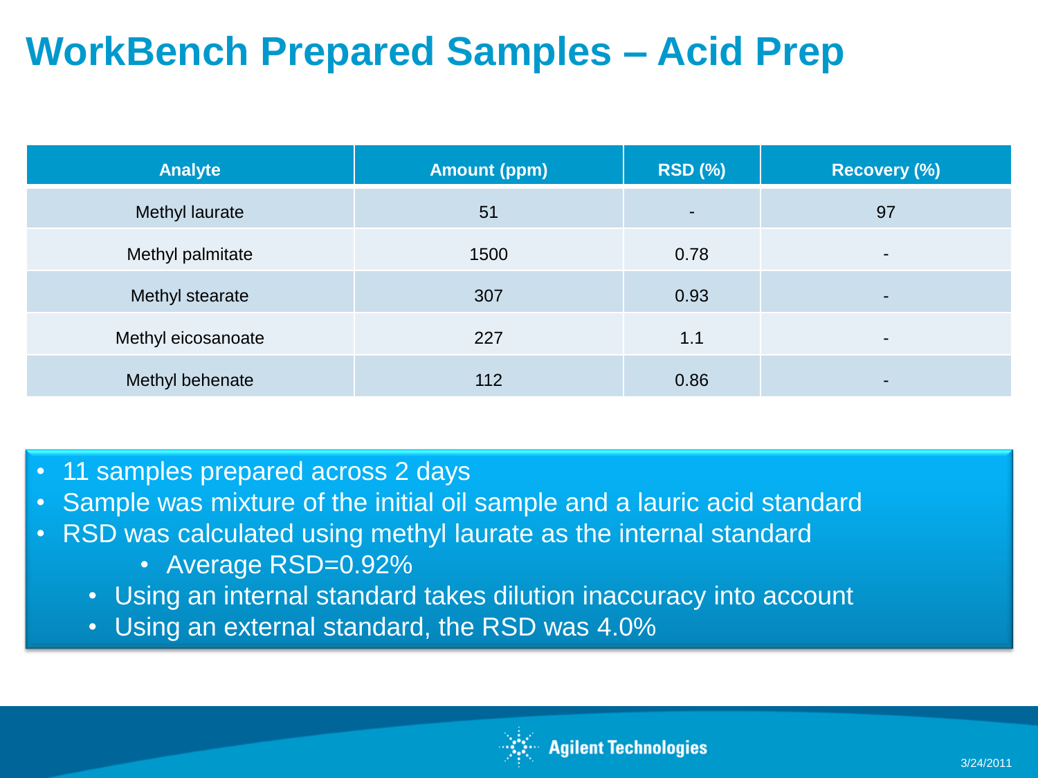# WorkBench Prepared Samples – Acid Prep

| Analyte | Amount (ppm) | RSD (%) | Recovery (%) |
|---|---|---|---|
| Methyl laurate | 51 | - | 97 |
| Methyl palmitate | 1500 | 0.78 | - |
| Methyl stearate | 307 | 0.93 | - |
| Methyl eicosanoate | 227 | 1.1 | - |
| Methyl behenate | 112 | 0.86 | - |

- 11 samples prepared across 2 days
- Sample was mixture of the initial oil sample and a lauric acid standard
- RSD was calculated using methyl laurate as the internal standard
    - Average RSD=0.92%
  - Using an internal standard takes dilution inaccuracy into account
  - Using an external standard, the RSD was 4.0%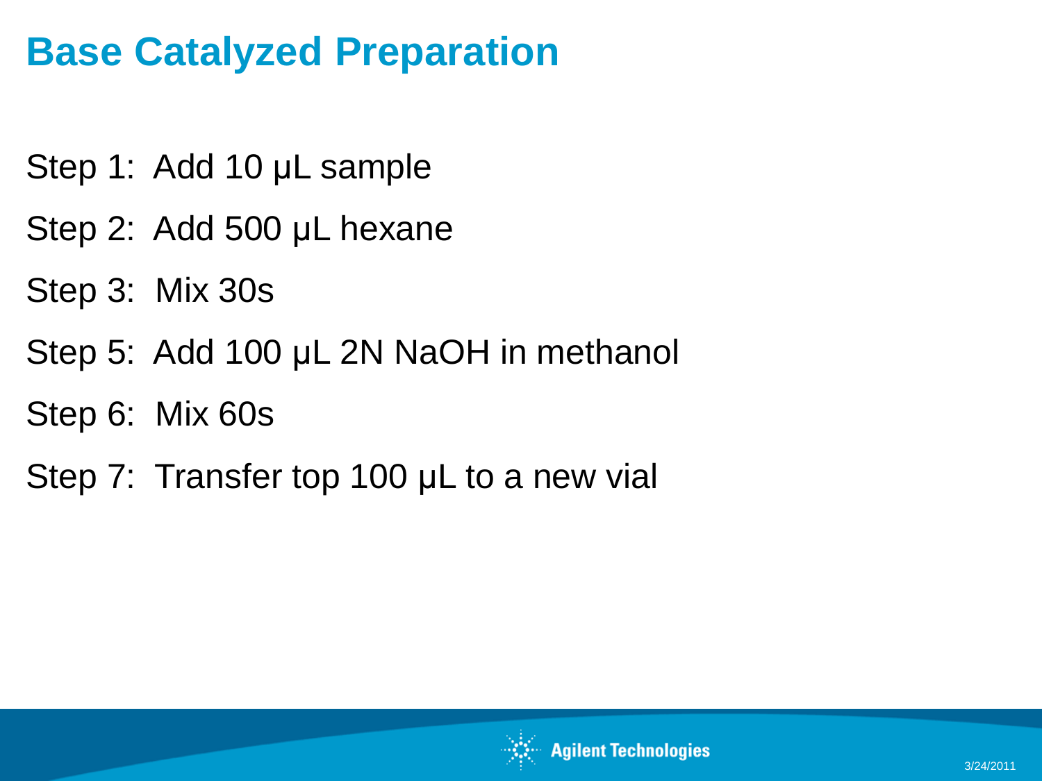# Base Catalyzed Preparation

Step 1: Add 10 µL sample

Step 2: Add 500 µL hexane

Step 3: Mix 30s

Step 5: Add 100 µL 2N NaOH in methanol

Step 6: Mix 60s

Step 7: Transfer top 100 µL to a new vial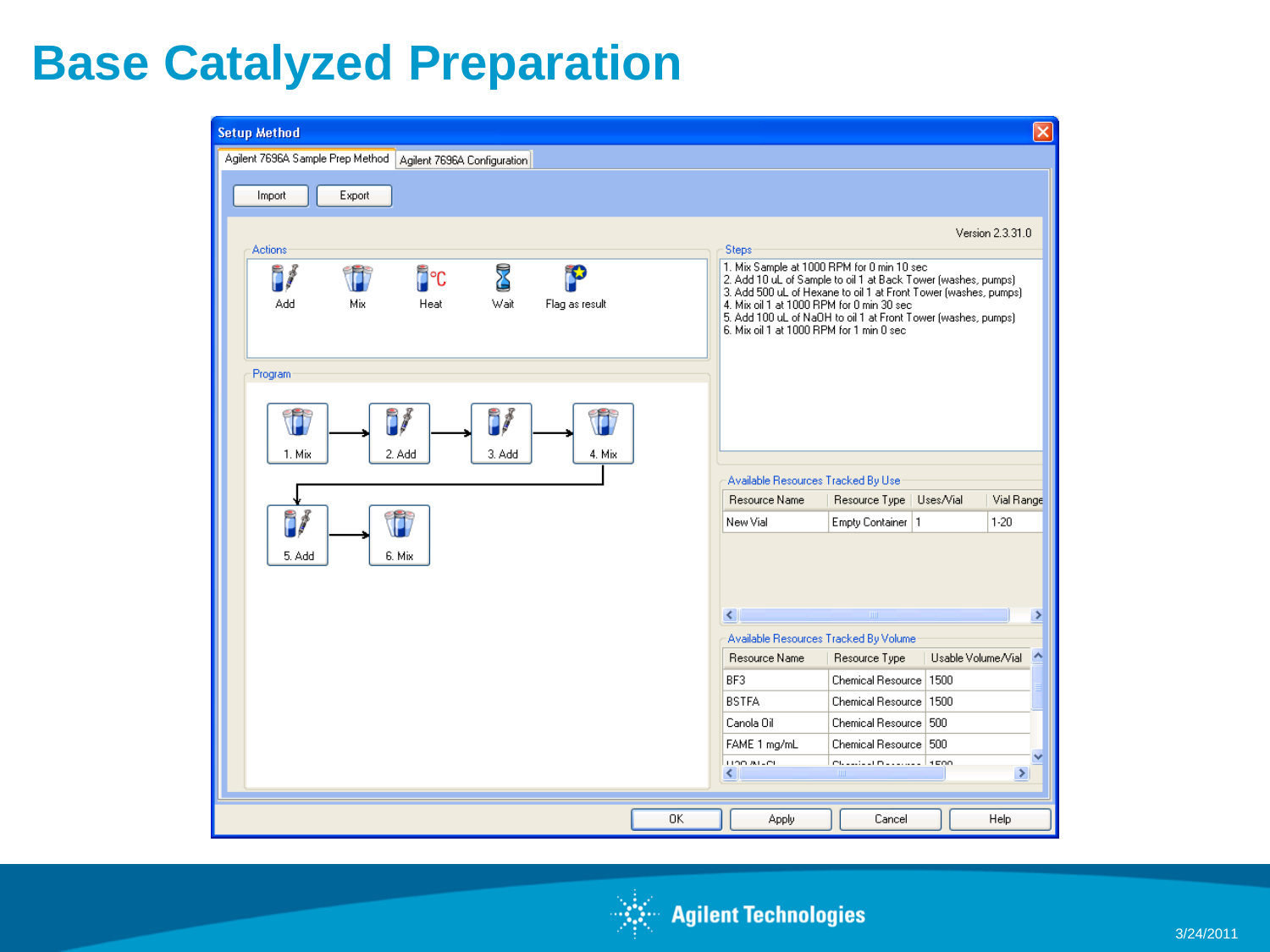# Base Catalyzed Preparation

**Setup Method**

Agilent 7696A Sample Prep Method | Agilent 7696A Configuration

Import | Export

Version 2.3.31.0

**Actions**

Add | Mix | Heat | Wait | Flag as result

**Steps**

1. Mix Sample at 1000 RPM for 0 min 10 sec
2. Add 10 uL of Sample to oil 1 at Back Tower (washes, pumps)
3. Add 500 uL of Hexane to oil 1 at Front Tower (washes, pumps)
4. Mix oil 1 at 1000 RPM for 0 min 30 sec
5. Add 100 uL of NaOH to oil 1 at Front Tower (washes, pumps)
6. Mix oil 1 at 1000 RPM for 1 min 0 sec

**Program**

1. Mix → 2. Add → 3. Add → 4. Mix → 5. Add → 6. Mix

**Available Resources Tracked By Use**

| Resource Name | Resource Type | Uses/Vial | Vial Range |
|---|---|---|---|
| New Vial | Empty Container | 1 | 1-20 |

**Available Resources Tracked By Volume**

| Resource Name | Resource Type | Usable Volume/Vial |
|---|---|---|
| BF3 | Chemical Resource | 1500 |
| BSTFA | Chemical Resource | 1500 |
| Canola Oil | Chemical Resource | 500 |
| FAME 1 mg/mL | Chemical Resource | 500 |

OK | Apply | Cancel | Help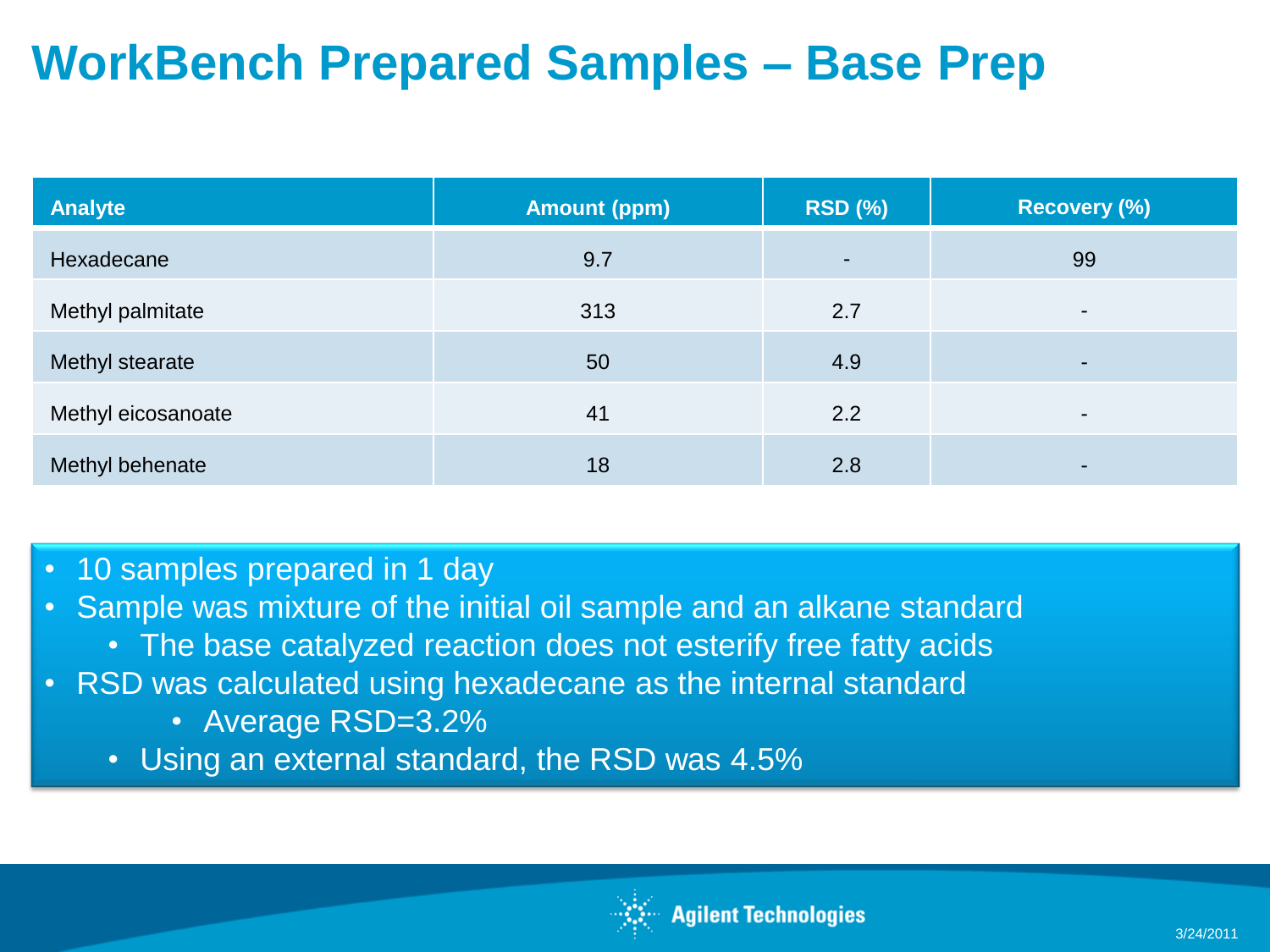# WorkBench Prepared Samples – Base Prep

| Analyte | Amount (ppm) | RSD (%) | Recovery (%) |
|---|---|---|---|
| Hexadecane | 9.7 | - | 99 |
| Methyl palmitate | 313 | 2.7 | - |
| Methyl stearate | 50 | 4.9 | - |
| Methyl eicosanoate | 41 | 2.2 | - |
| Methyl behenate | 18 | 2.8 | - |

- 10 samples prepared in 1 day
- Sample was mixture of the initial oil sample and an alkane standard
  - The base catalyzed reaction does not esterify free fatty acids
- RSD was calculated using hexadecane as the internal standard
    - Average RSD=3.2%
  - Using an external standard, the RSD was 4.5%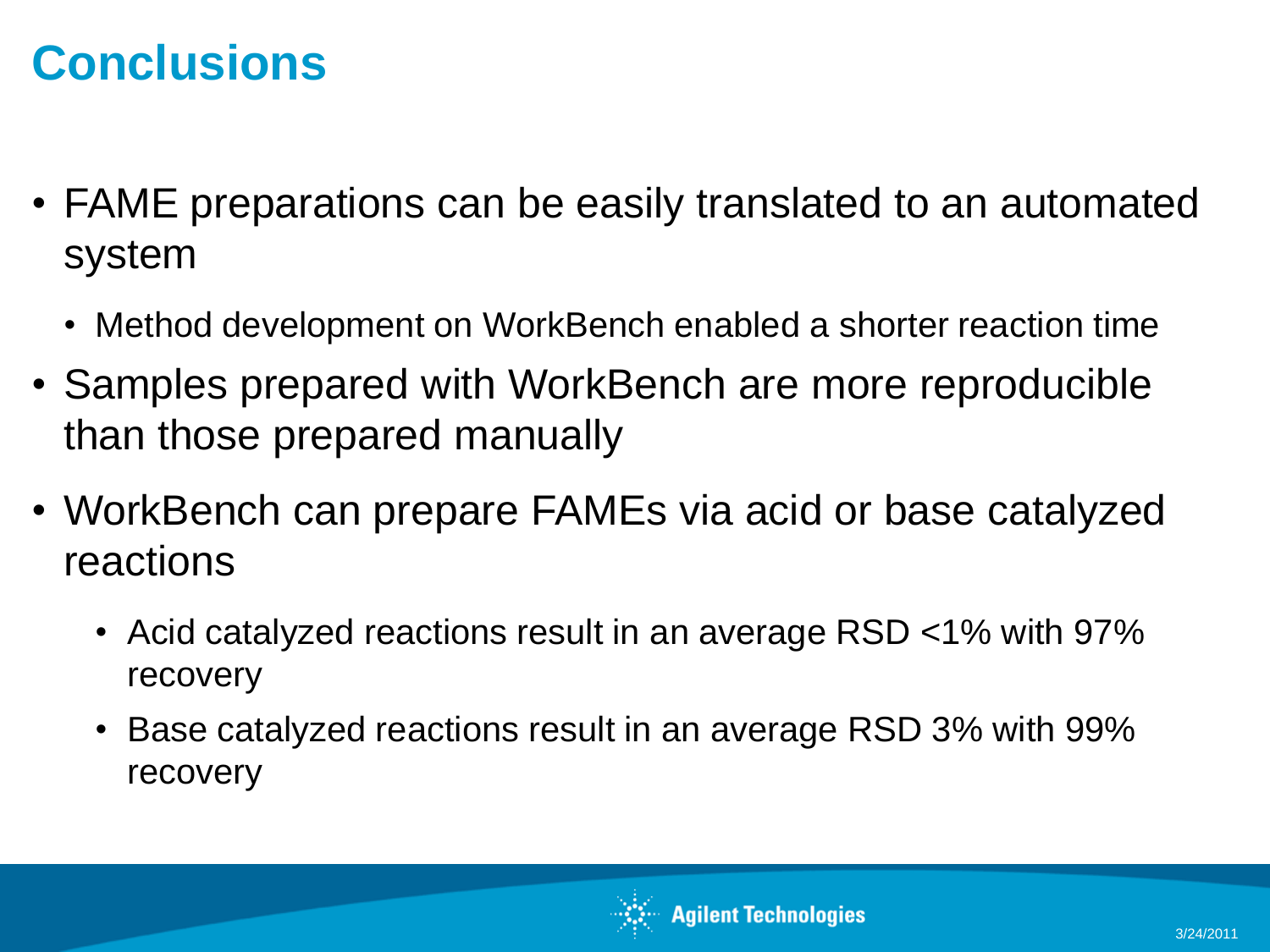# Conclusions

- FAME preparations can be easily translated to an automated system
  - Method development on WorkBench enabled a shorter reaction time
- Samples prepared with WorkBench are more reproducible than those prepared manually
- WorkBench can prepare FAMEs via acid or base catalyzed reactions
  - Acid catalyzed reactions result in an average RSD <1% with 97% recovery
  - Base catalyzed reactions result in an average RSD 3% with 99% recovery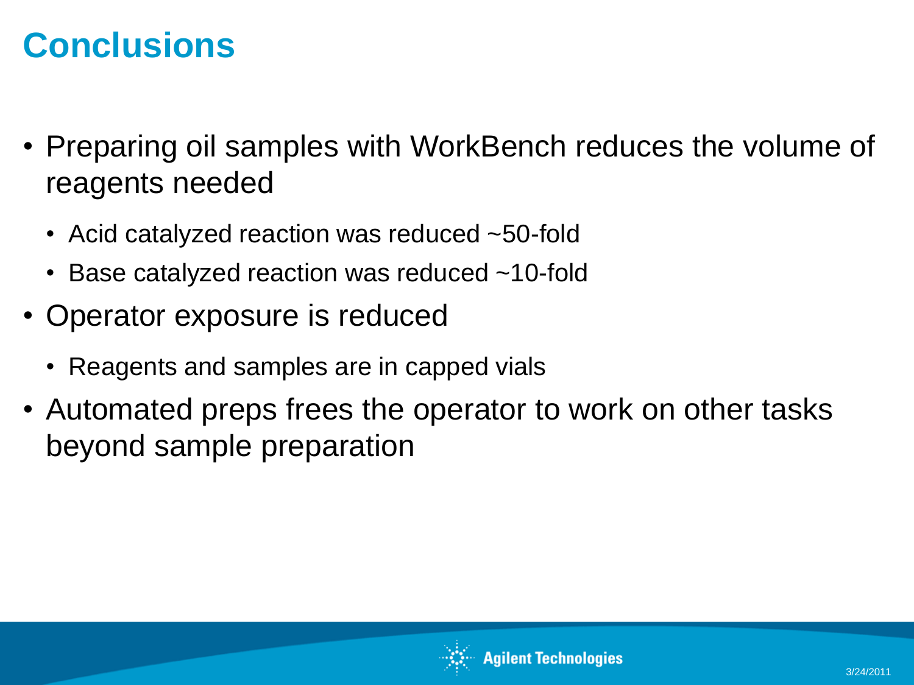# Conclusions

- Preparing oil samples with WorkBench reduces the volume of reagents needed
  - Acid catalyzed reaction was reduced ~50-fold
  - Base catalyzed reaction was reduced ~10-fold
- Operator exposure is reduced
  - Reagents and samples are in capped vials
- Automated preps frees the operator to work on other tasks beyond sample preparation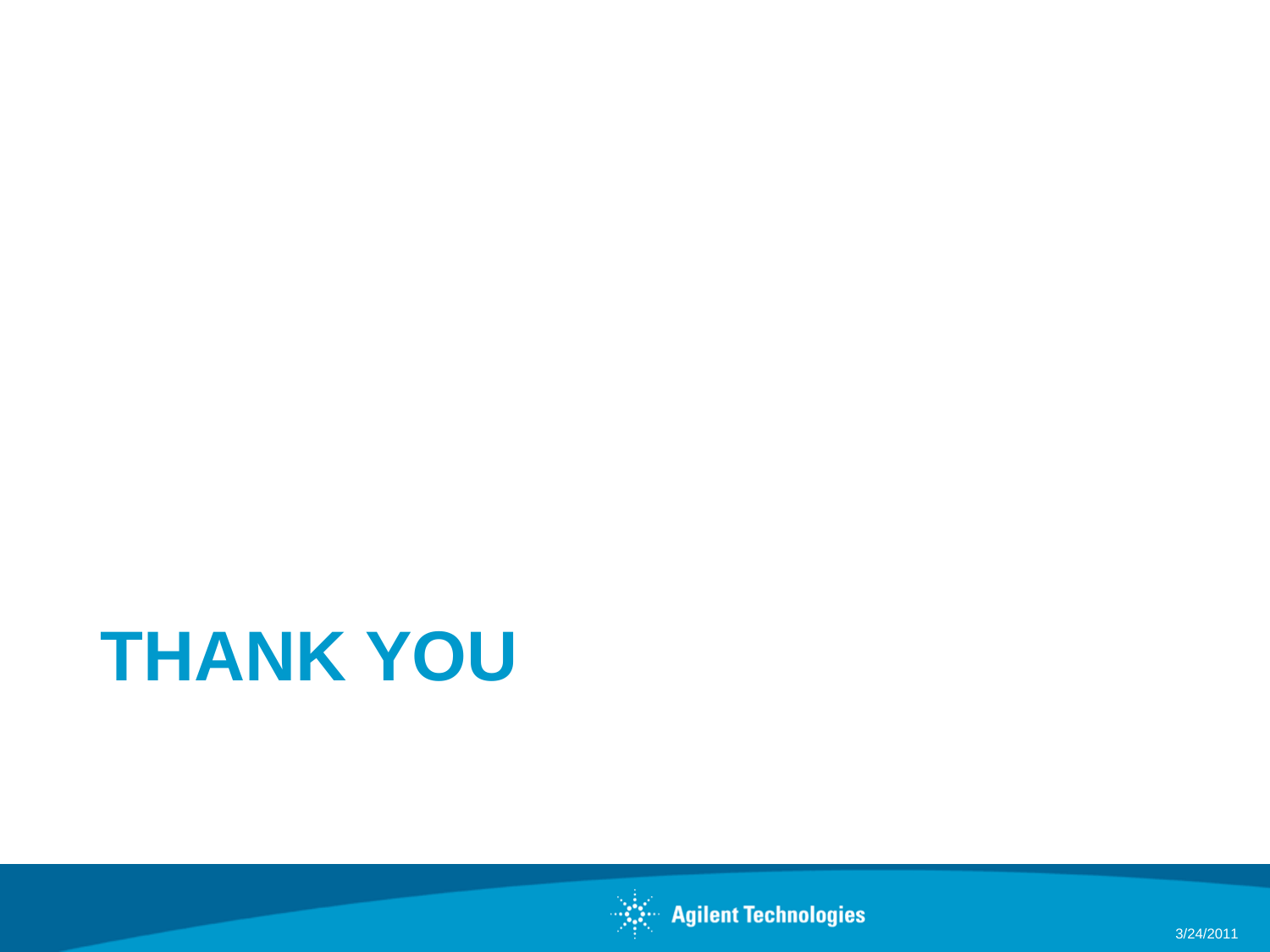# THANK YOU